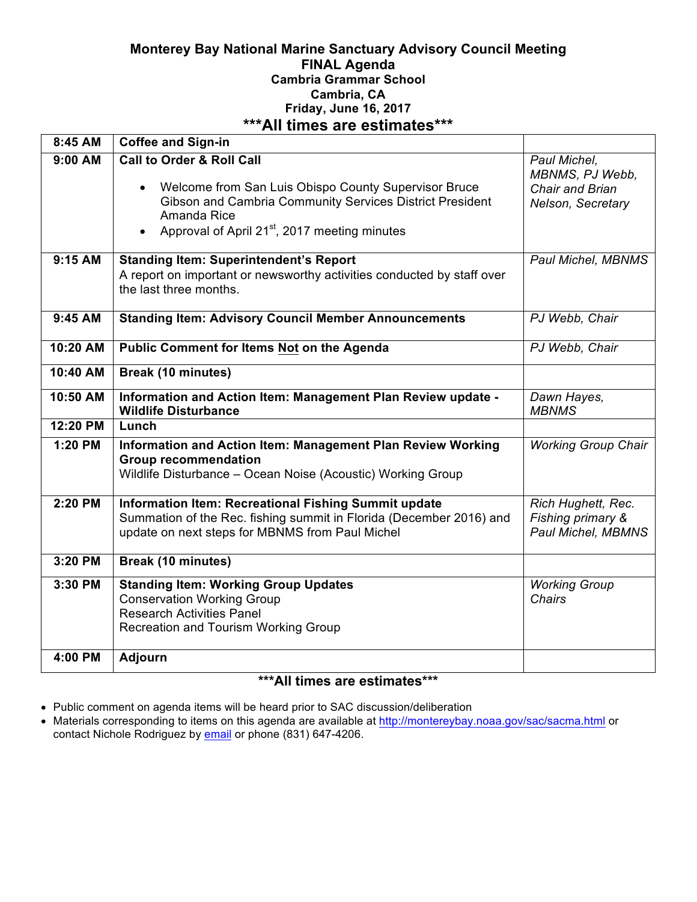# Monterey Bay National Marine Sanctuary Advisory Council Meeting

## FINAL Agenda

### Cambria Grammar School
### Cambria, CA
### Friday, June 16, 2017

**\*\*\*All times are estimates\*\*\***

| | | |
|---|---|---|
| **8:45 AM** | **Coffee and Sign-in** | |
| **9:00 AM** | **Call to Order & Roll Call**<br>• Welcome from San Luis Obispo County Supervisor Bruce Gibson and Cambria Community Services District President Amanda Rice<br>• Approval of April 21st, 2017 meeting minutes | *Paul Michel, MBNMS, PJ Webb, Chair and Brian Nelson, Secretary* |
| **9:15 AM** | **Standing Item: Superintendent's Report**<br>A report on important or newsworthy activities conducted by staff over the last three months. | *Paul Michel, MBNMS* |
| **9:45 AM** | **Standing Item: Advisory Council Member Announcements** | *PJ Webb, Chair* |
| **10:20 AM** | **Public Comment for Items Not on the Agenda** | *PJ Webb, Chair* |
| **10:40 AM** | **Break (10 minutes)** | |
| **10:50 AM** | **Information and Action Item: Management Plan Review update - Wildlife Disturbance** | *Dawn Hayes, MBNMS* |
| **12:20 PM** | **Lunch** | |
| **1:20 PM** | **Information and Action Item: Management Plan Review Working Group recommendation**<br>Wildlife Disturbance – Ocean Noise (Acoustic) Working Group | *Working Group Chair* |
| **2:20 PM** | **Information Item: Recreational Fishing Summit update**<br>Summation of the Rec. fishing summit in Florida (December 2016) and update on next steps for MBNMS from Paul Michel | *Rich Hughett, Rec. Fishing primary & Paul Michel, MBMNS* |
| **3:20 PM** | **Break (10 minutes)** | |
| **3:30 PM** | **Standing Item: Working Group Updates**<br>Conservation Working Group<br>Research Activities Panel<br>Recreation and Tourism Working Group | *Working Group Chairs* |
| **4:00 PM** | **Adjourn** | |

**\*\*\*All times are estimates\*\*\***

- Public comment on agenda items will be heard prior to SAC discussion/deliberation
- Materials corresponding to items on this agenda are available at http://montereybay.noaa.gov/sac/sacma.html or contact Nichole Rodriguez by email or phone (831) 647-4206.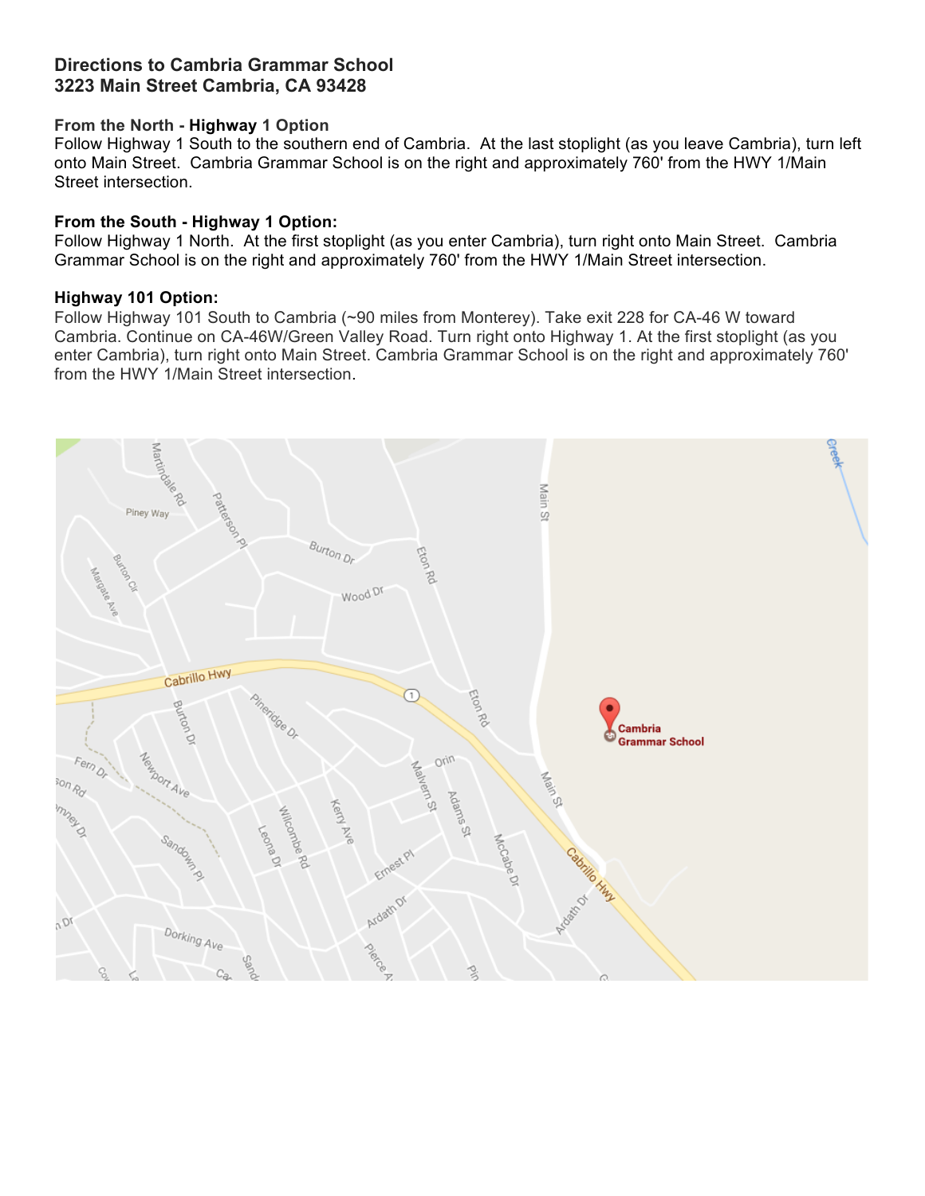# Directions to Cambria Grammar School
# 3223 Main Street Cambria, CA 93428

### From the North - Highway 1 Option

Follow Highway 1 South to the southern end of Cambria. At the last stoplight (as you leave Cambria), turn left onto Main Street. Cambria Grammar School is on the right and approximately 760' from the HWY 1/Main Street intersection.

### From the South - Highway 1 Option:

Follow Highway 1 North. At the first stoplight (as you enter Cambria), turn right onto Main Street. Cambria Grammar School is on the right and approximately 760' from the HWY 1/Main Street intersection.

### Highway 101 Option:

Follow Highway 101 South to Cambria (~90 miles from Monterey). Take exit 228 for CA-46 W toward Cambria. Continue on CA-46W/Green Valley Road. Turn right onto Highway 1. At the first stoplight (as you enter Cambria), turn right onto Main Street. Cambria Grammar School is on the right and approximately 760' from the HWY 1/Main Street intersection.